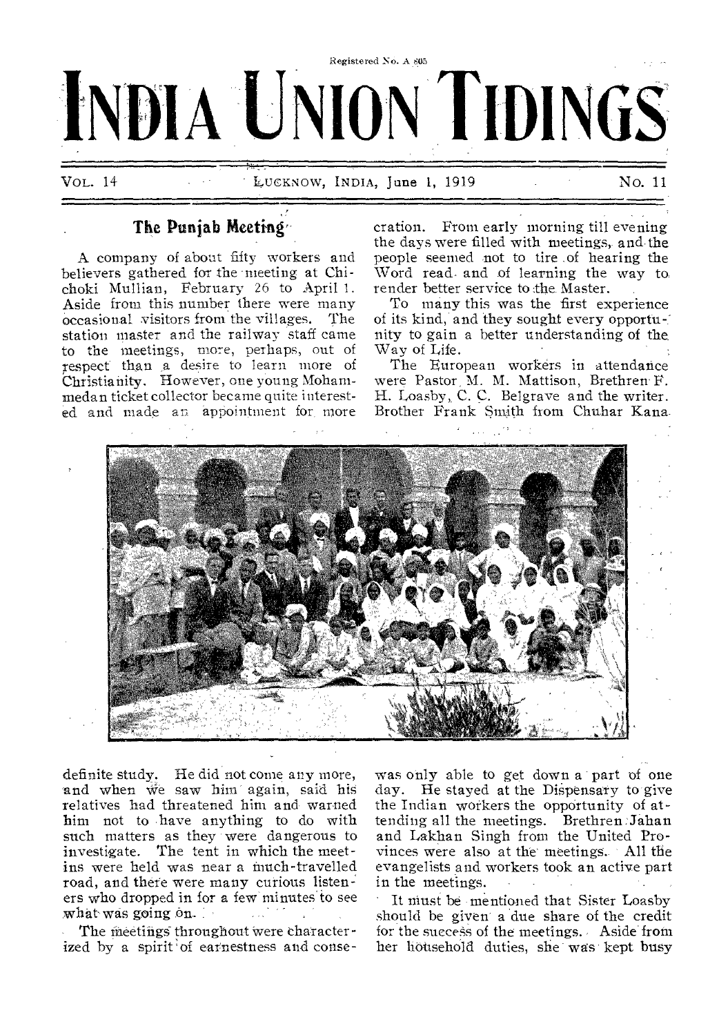Registered No. A 805

# INDIA UNION TIDINGS

VOL. 14 LUCKNOW, INDIA, June 1, 1919 No. 11

## The Punjab Meeting

A company of about fifty workers and believers gathered for the meeting at Chichoki Mullian, February 26 to April 1. Aside from this number there were many occasional visitors from the villages. The station master and the railway staff came to the meetings, more, perhaps, out of respect than a desire to learn more of Christianity. However, one young Mohammedan ticket collector became quite interested and made an appointment for more definite study. He did not come any more, and when we saw him again, said his relatives had threatened him and warned him not to have anything to do with such matters as they were dangerous to investigate. The tent in which the meetins were held was near a much-travelled road, and there were many curious listeners who dropped in for a few minutes to see what was going on.

The meetings throughout were characterized by a spirit of earnestness and consecration. From early morning till evening the days were filled with meetings, and the people seemed not to tire of hearing the Word read and of learning the way to render better service to the Master.

To many this was the first experience of its kind, and they sought every opportunity to gain a better understanding of the Way of Life.

The European workers in attendance were Pastor M. M. Mattison, Brethren F. H. Loasby, C. C. Belgrave and the writer. Brother Frank Smith from Chuhar Kana was only able to get down a part of one day. He stayed at the Dispensary to give the Indian workers the opportunity of attending all the meetings. Brethren Jahan and Lakhan Singh from the United Provinces were also at the meetings. All the evangelists and workers took an active part in the meetings.

It must be mentioned that Sister Loasby should be given a due share of the credit for the success of the meetings. Aside from her household duties, she was kept busy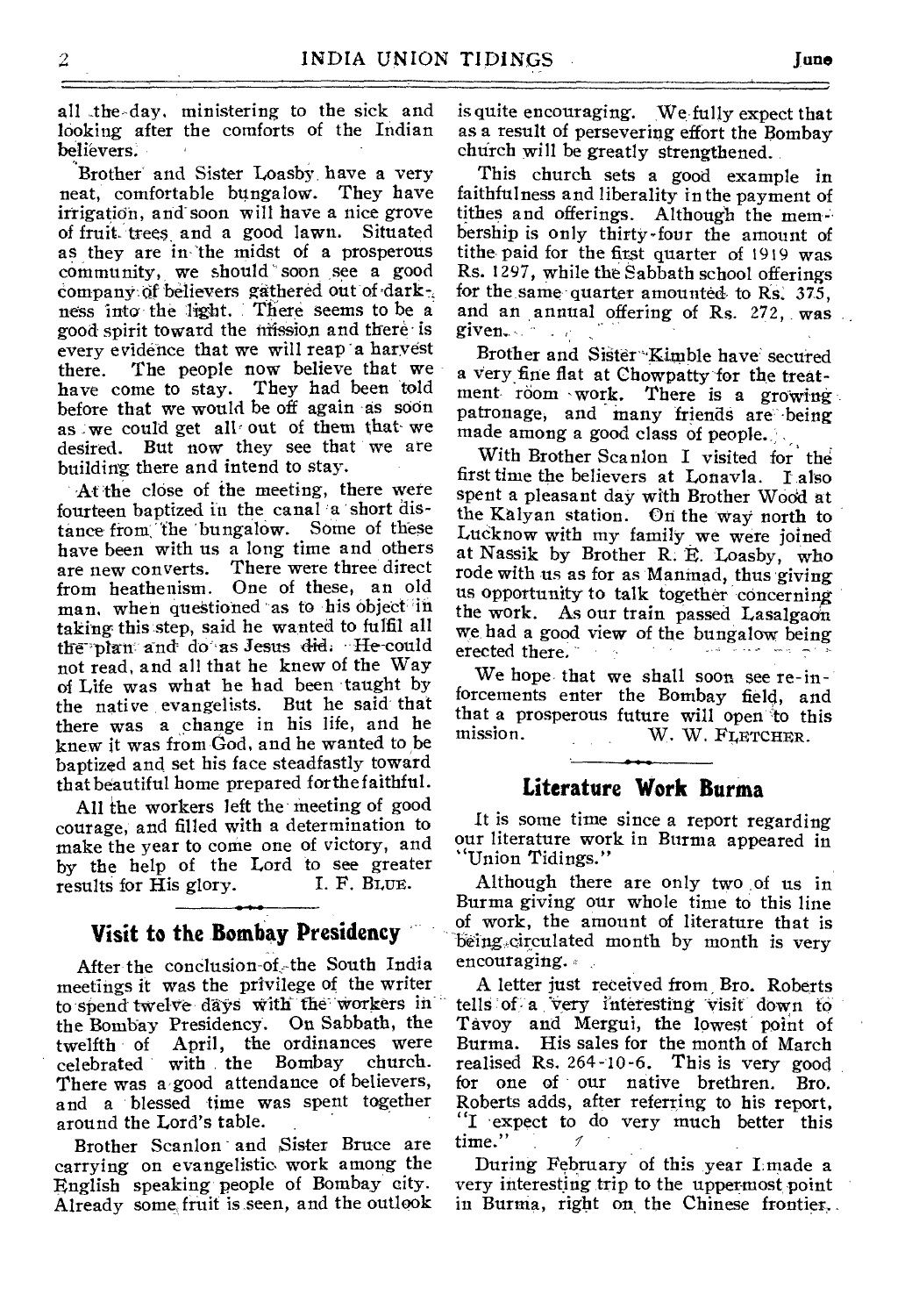all the day, ministering to the sick and looking after the comforts of the Indian believers.

Brother and Sister Loasby have a very neat, comfortable bungalow. They have irrigation, and soon will have a nice grove of fruit trees and a good lawn. Situated as they are in the midst of a prosperous community, we should soon see a good company of believers gathered out of darkness into the light. There seems to be a good spirit toward the mission and there is every evidence that we will reap a harvest there. The people now believe that we have come to stay. They had been told before that we would be off again as soon as we could get all out of them that we desired. But now they see that we are building there and intend to stay.

At the close of the meeting, there were fourteen baptized in the canal a short distance from the bungalow. Some of these have been with us a long time and others are new converts. There were three direct from heathenism. One of these, an old man, when questioned as to his object in taking this step, said he wanted to fulfil all the plan and do as Jesus did. He could not read, and all that he knew of the Way of Life was what he had been taught by the native evangelists. But he said that there was a change in his life, and he knew it was from God, and he wanted to be baptized and set his face steadfastly toward that beautiful home prepared for the faithful.

All the workers left the meeting of good courage, and filled with a determination to make the year to come one of victory, and by the help of the Lord to see greater results for His glory. I. F. BLUE.

## Visit to the Bombay Presidency

After the conclusion of the South India meetings it was the privilege of the writer to spend twelve days with the workers in the Bombay Presidency. On Sabbath, the twelfth of April, the ordinances were celebrated with the Bombay church. There was a good attendance of believers, and a blessed time was spent together around the Lord's table.

Brother Scanlon and Sister Bruce are carrying on evangelistic work among the English speaking people of Bombay city. Already some fruit is seen, and the outlook is quite encouraging. We fully expect that as a result of persevering effort the Bombay church will be greatly strengthened.

This church sets a good example in faithfulness and liberality in the payment of tithes and offerings. Although the membership is only thirty-four the amount of tithe paid for the first quarter of 1919 was Rs. 1297, while the Sabbath school offerings for the same quarter amounted to Rs. 375, and an annual offering of Rs. 272, was given.

Brother and Sister Kimble have secured a very fine flat at Chowpatty for the treatment room work. There is a growing patronage, and many friends are being made among a good class of people.

With Brother Scanlon I visited for the first time the believers at Lonavla. I also spent a pleasant day with Brother Wood at the Kalyan station. On the way north to Lucknow with my family we were joined at Nassik by Brother R. E. Loasby, who rode with us as for as Manmad, thus giving us opportunity to talk together concerning the work. As our train passed Lasalgaon we had a good view of the bungalow being erected there.

We hope that we shall soon see re-inforcements enter the Bombay field, and that a prosperous future will open to this mission. W. W. FLETCHER.

## Literature Work Burma

It is some time since a report regarding our literature work in Burma appeared in "Union Tidings."

Although there are only two of us in Burma giving our whole time to this line of work, the amount of literature that is being circulated month by month is very encouraging.

A letter just received from Bro. Roberts tells of a very interesting visit down to Tavoy and Mergui, the lowest point of Burma. His sales for the month of March realised Rs. 264-10-6. This is very good for one of our native brethren. Bro. Roberts adds, after referring to his report, "I expect to do very much better this time."

During February of this year I made a very interesting trip to the uppermost point in Burma, right on the Chinese frontier,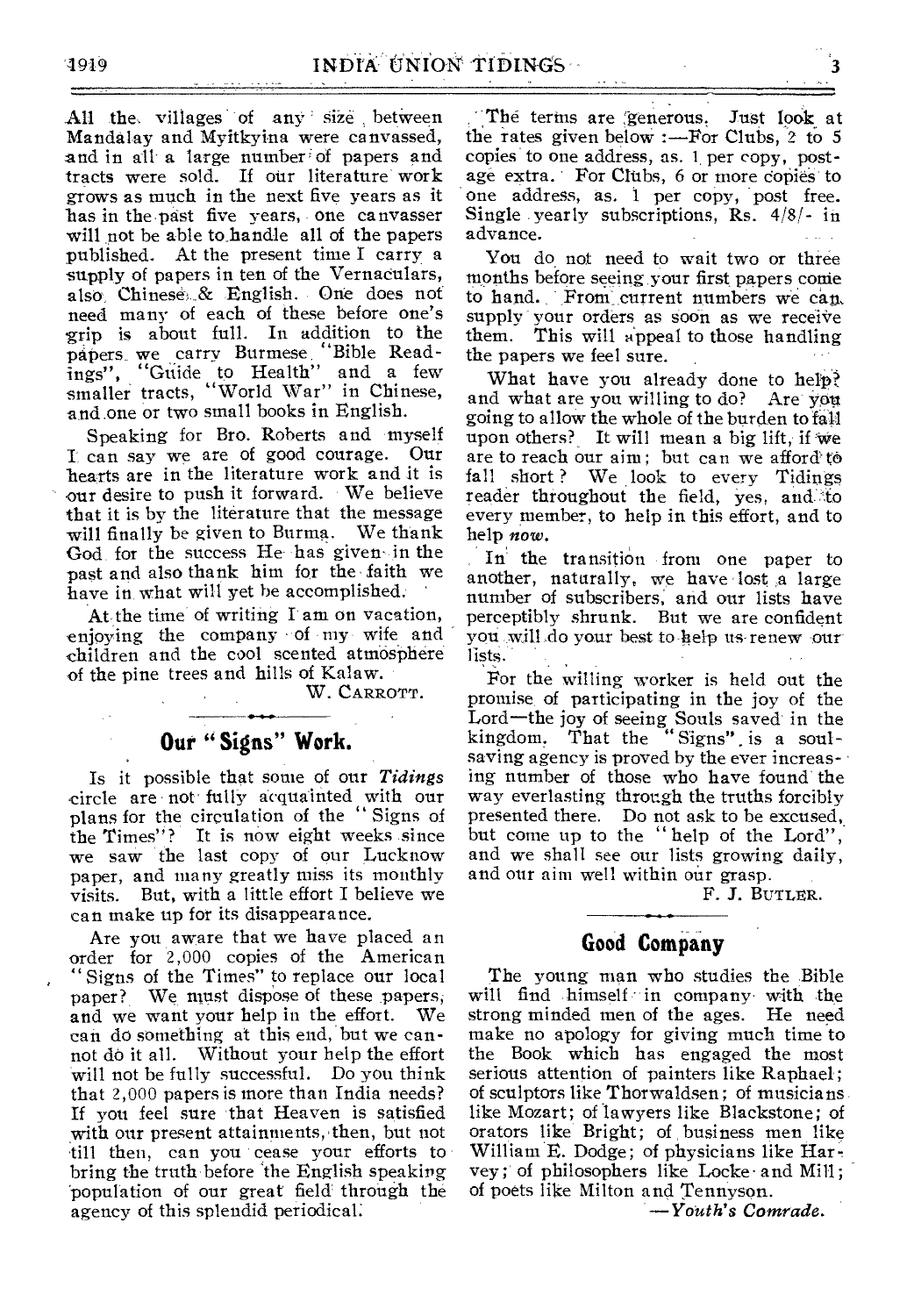All the villages of any size between Mandalay and Myitkyina were canvassed, and in all a large number of papers and tracts were sold. If our literature work grows as much in the next five years as it has in the past five years, one canvasser will not be able to handle all of the papers published. At the present time I carry a supply of papers in ten of the Vernaculars, also Chinese & English. One does not need many of each of these before one's grip is about full. In addition to the papers we carry Burmese "Bible Readings", "Guide to Health" and a few smaller tracts, "World War" in Chinese, and one or two small books in English.

Speaking for Bro. Roberts and myself I can say we are of good courage. Our hearts are in the literature work and it is our desire to push it forward. We believe that it is by the literature that the message will finally be given to Burma. We thank God for the success He has given in the past and also thank him for the faith we have in what will yet be accomplished.

At the time of writing I am on vacation, enjoying the company of my wife and children and the cool scented atmosphere of the pine trees and hills of Kalaw.

W. CARROTT.

## Our "Signs" Work.

Is it possible that some of our *Tidings* circle are not fully acquainted with our plans for the circulation of the "Signs of the Times"? It is now eight weeks since we saw the last copy of our Lucknow paper, and many greatly miss its monthly visits. But, with a little effort I believe we can make up for its disappearance.

Are you aware that we have placed an order for 2,000 copies of the American "Signs of the Times" to replace our local paper? We must dispose of these papers, and we want your help in the effort. We can do something at this end, but we cannot do it all. Without your help the effort will not be fully successful. Do you think that 2,000 papers is more than India needs? If you feel sure that Heaven is satisfied with our present attainments, then, but not till then, can you cease your efforts to bring the truth before the English speaking population of our great field through the agency of this splendid periodical.

The terms are generous. Just look at the rates given below :—For Clubs, 2 to 5 copies to one address, as. 1 per copy, postage extra. For Clubs, 6 or more copies to one address, as. 1 per copy, post free. Single yearly subscriptions, Rs. 4/8/- in advance.

You do not need to wait two or three months before seeing your first papers come to hand. From current numbers we can supply your orders as soon as we receive them. This will appeal to those handling the papers we feel sure.

What have you already done to help? and what are you willing to do? Are you going to allow the whole of the burden to fall upon others? It will mean a big lift, if we are to reach our aim; but can we afford to fall short? We look to every Tidings reader throughout the field, yes, and to every member, to help in this effort, and to help *now*.

In the transition from one paper to another, naturally, we have lost a large number of subscribers, and our lists have perceptibly shrunk. But we are confident you will do your best to help us renew our lists.

For the willing worker is held out the promise of participating in the joy of the Lord—the joy of seeing Souls saved in the kingdom. That the "Signs" is a soul-saving agency is proved by the ever increasing number of those who have found the way everlasting through the truths forcibly presented there. Do not ask to be excused, but come up to the "help of the Lord", and we shall see our lists growing daily, and our aim well within our grasp.

F. J. BUTLER.

## Good Company

The young man who studies the Bible will find himself in company with the strong minded men of the ages. He need make no apology for giving much time to the Book which has engaged the most serious attention of painters like Raphael; of sculptors like Thorwaldsen; of musicians like Mozart; of lawyers like Blackstone; of orators like Bright; of business men like William E. Dodge; of physicians like Harvey; of philosophers like Locke and Mill; of poets like Milton and Tennyson.

—*Youth's Comrade.*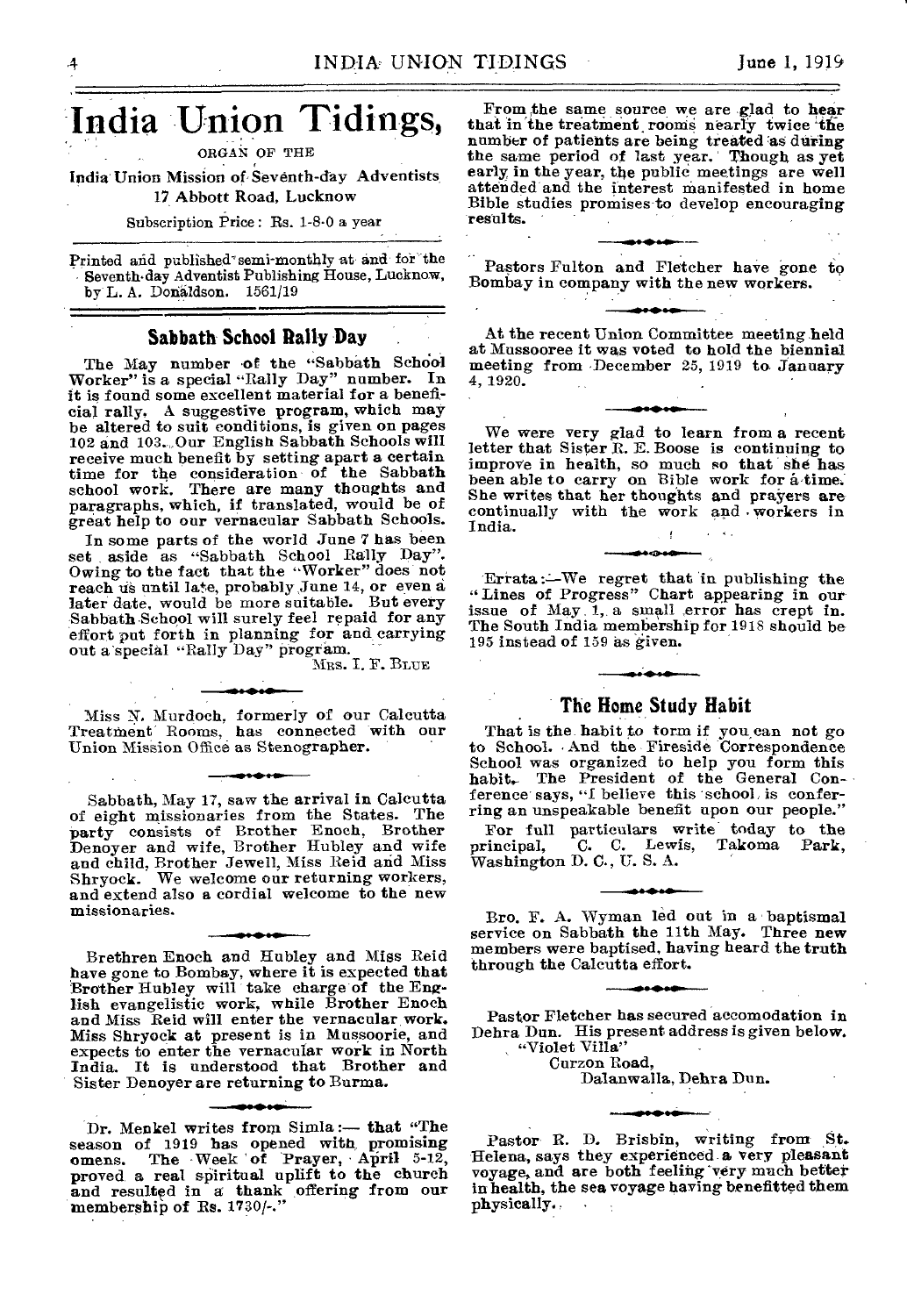# India Union Tidings,

ORGAN OF THE

India Union Mission of Seventh-day Adventists
17 Abbott Road, Lucknow

Subscription Price: Rs. 1-8-0 a year

Printed and published semi-monthly at and for the Seventh-day Adventist Publishing House, Lucknow, by L. A. Donaldson. 1561/19

## Sabbath School Rally Day

The May number of the "Sabbath School Worker" is a special "Rally Day" number. In it is found some excellent material for a beneficial rally. A suggestive program, which may be altered to suit conditions, is given on pages 102 and 103. Our English Sabbath Schools will receive much benefit by setting apart a certain time for the consideration of the Sabbath school work. There are many thoughts and paragraphs, which, if translated, would be of great help to our vernacular Sabbath Schools.

In some parts of the world June 7 has been set aside as "Sabbath School Rally Day". Owing to the fact that the "Worker" does not reach us until late, probably June 14, or even a later date, would be more suitable. But every Sabbath School will surely feel repaid for any effort put forth in planning for and carrying out a special "Rally Day" program.

MRS. I. F. BLUE

---

Miss N. Murdoch, formerly of our Calcutta Treatment Rooms, has connected with our Union Mission Office as Stenographer.

---

Sabbath, May 17, saw the arrival in Calcutta of eight missionaries from the States. The party consists of Brother Enoch, Brother Denoyer and wife, Brother Hubley and wife and child, Brother Jewell, Miss Reid and Miss Shryock. We welcome our returning workers, and extend also a cordial welcome to the new missionaries.

---

Brethren Enoch and Hubley and Miss Reid have gone to Bombay, where it is expected that Brother Hubley will take charge of the English evangelistic work, while Brother Enoch and Miss Reid will enter the vernacular work. Miss Shryock at present is in Mussoorie, and expects to enter the vernacular work in North India. It is understood that Brother and Sister Denoyer are returning to Burma.

---

Dr. Menkel writes from Simla:— that "The season of 1919 has opened with promising omens. The Week of Prayer, April 5-12, proved a real spiritual uplift to the church and resulted in a thank offering from our membership of Rs. 1730/-."

From the same source we are glad to hear that in the treatment rooms nearly twice the number of patients are being treated as during the same period of last year. Though as yet early in the year, the public meetings are well attended and the interest manifested in home Bible studies promises to develop encouraging results.

---

Pastors Fulton and Fletcher have gone to Bombay in company with the new workers.

---

At the recent Union Committee meeting held at Mussooree it was voted to hold the biennial meeting from December 25, 1919 to January 4, 1920.

---

We were very glad to learn from a recent letter that Sister R. E. Boose is continuing to improve in health, so much so that she has been able to carry on Bible work for a time. She writes that her thoughts and prayers are continually with the work and workers in India.

---

Errata:—We regret that in publishing the "Lines of Progress" Chart appearing in our issue of May 1, a small error has crept in. The South India membership for 1918 should be 195 instead of 159 as given.

## The Home Study Habit

That is the habit to form if you can not go to School. And the Fireside Correspondence School was organized to help you form this habit. The President of the General Conference says, "I believe this school is conferring an unspeakable benefit upon our people."

For full particulars write today to the principal, C. C. Lewis, Takoma Park, Washington D. C., U. S. A.

---

Bro. F. A. Wyman led out in a baptismal service on Sabbath the 11th May. Three new members were baptised, having heard the truth through the Calcutta effort.

---

Pastor Fletcher has secured accomodation in Dehra Dun. His present address is given below.

"Violet Villa"
Curzon Road,
Dalanwalla, Dehra Dun.

---

Pastor R. D. Brisbin, writing from St. Helena, says they experienced a very pleasant voyage, and are both feeling very much better in health, the sea voyage having benefitted them physically.